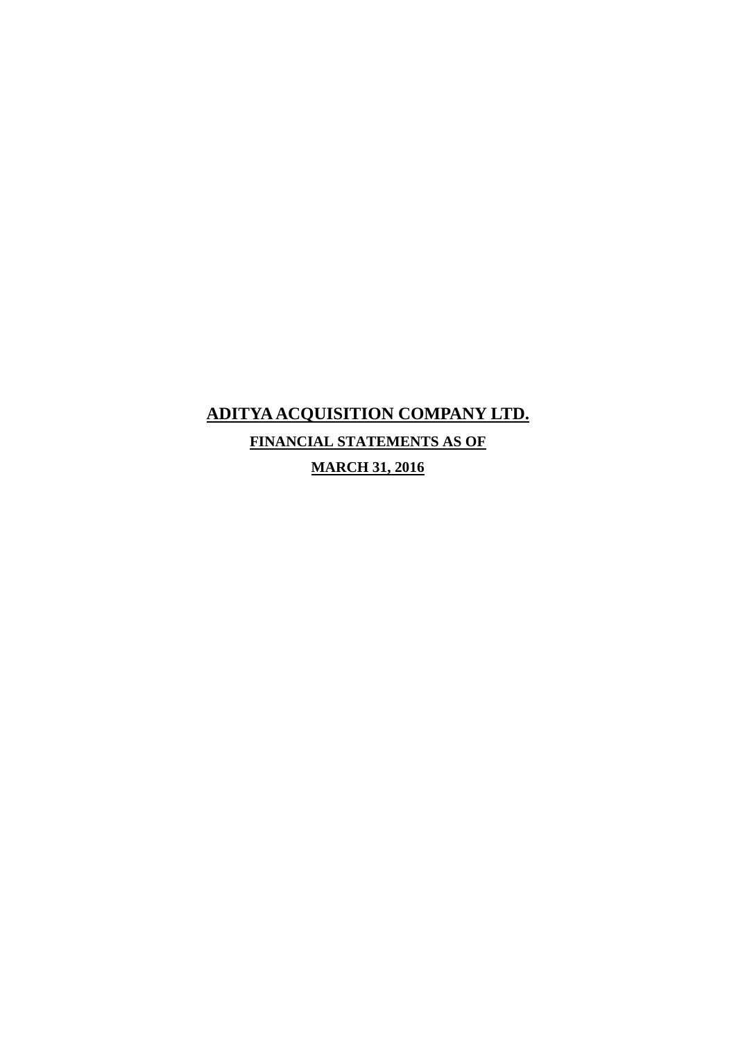# ADITYA ACQUISITION COMPANY LTD.

## FINANCIAL STATEMENTS AS OF

## MARCH 31, 2016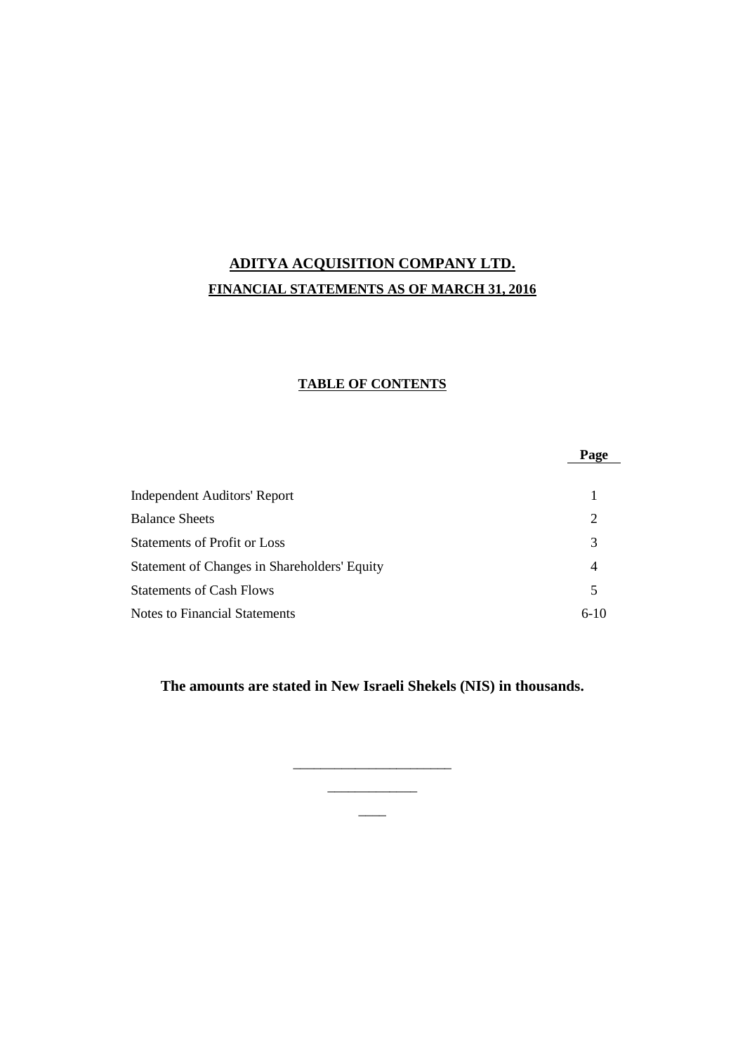# ADITYA ACQUISITION COMPANY LTD.

## FINANCIAL STATEMENTS AS OF MARCH 31, 2016

### TABLE OF CONTENTS

| | Page |
|---|---|
| Independent Auditors' Report | 1 |
| Balance Sheets | 2 |
| Statements of Profit or Loss | 3 |
| Statement of Changes in Shareholders' Equity | 4 |
| Statements of Cash Flows | 5 |
| Notes to Financial Statements | 6-10 |

**The amounts are stated in New Israeli Shekels (NIS) in thousands.**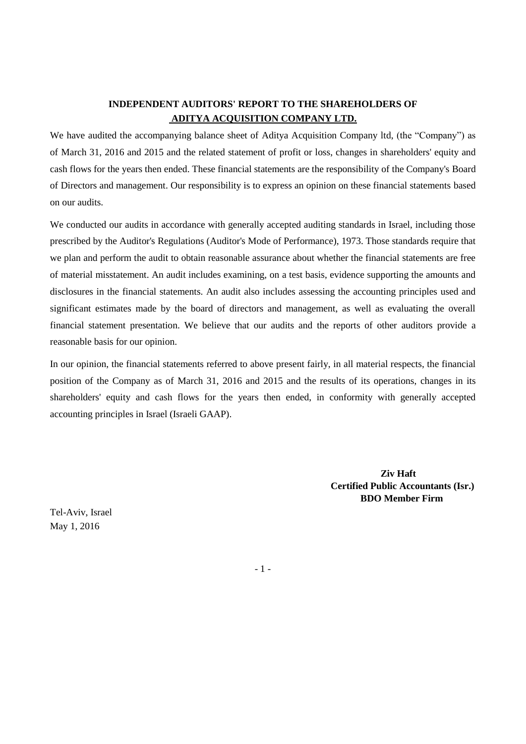## INDEPENDENT AUDITORS' REPORT TO THE SHAREHOLDERS OF ADITYA ACQUISITION COMPANY LTD.

We have audited the accompanying balance sheet of Aditya Acquisition Company ltd, (the "Company") as of March 31, 2016 and 2015 and the related statement of profit or loss, changes in shareholders' equity and cash flows for the years then ended. These financial statements are the responsibility of the Company's Board of Directors and management. Our responsibility is to express an opinion on these financial statements based on our audits.

We conducted our audits in accordance with generally accepted auditing standards in Israel, including those prescribed by the Auditor's Regulations (Auditor's Mode of Performance), 1973. Those standards require that we plan and perform the audit to obtain reasonable assurance about whether the financial statements are free of material misstatement. An audit includes examining, on a test basis, evidence supporting the amounts and disclosures in the financial statements. An audit also includes assessing the accounting principles used and significant estimates made by the board of directors and management, as well as evaluating the overall financial statement presentation. We believe that our audits and the reports of other auditors provide a reasonable basis for our opinion.

In our opinion, the financial statements referred to above present fairly, in all material respects, the financial position of the Company as of March 31, 2016 and 2015 and the results of its operations, changes in its shareholders' equity and cash flows for the years then ended, in conformity with generally accepted accounting principles in Israel (Israeli GAAP).

**Ziv Haft**
**Certified Public Accountants (Isr.)**
**BDO Member Firm**

Tel-Aviv, Israel
May 1, 2016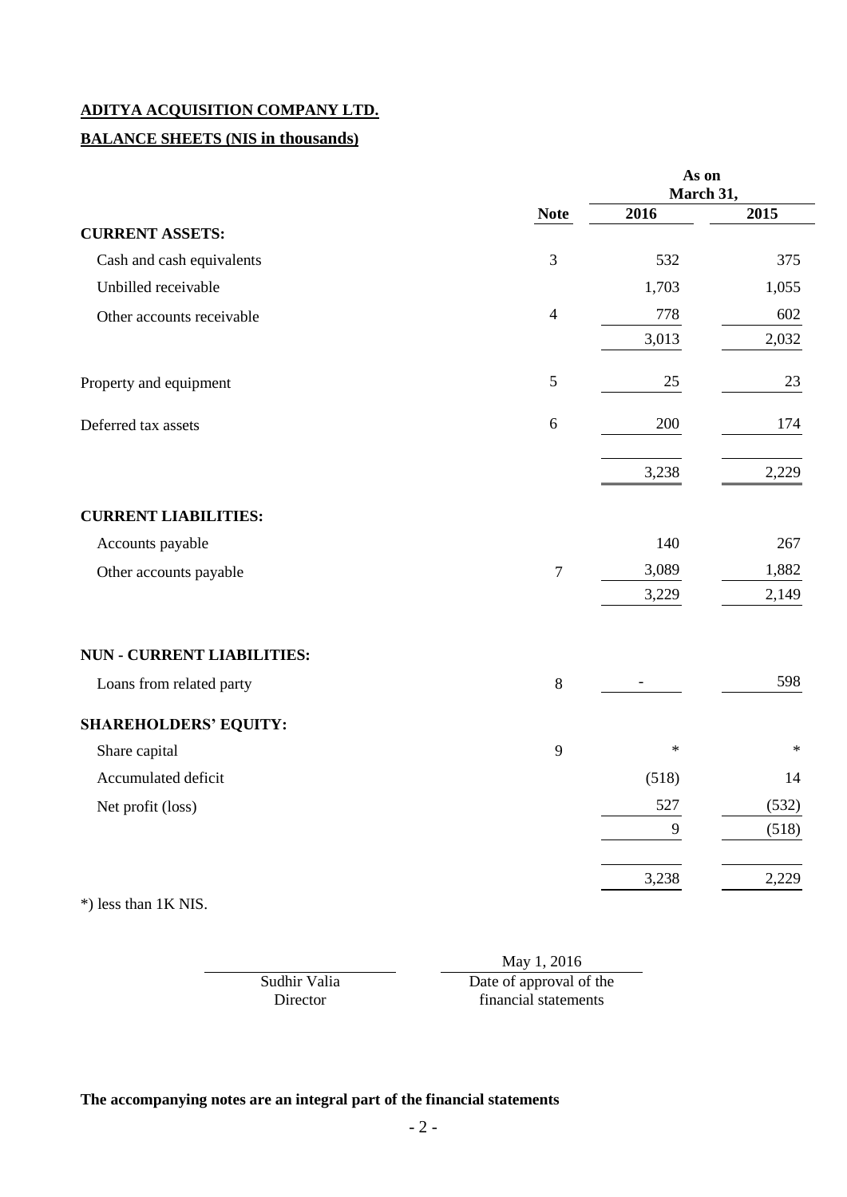**ADITYA ACQUISITION COMPANY LTD.**

**BALANCE SHEETS (NIS in thousands)**

| | Note | As on March 31, 2016 | 2015 |
|---|---|---|---|
| **CURRENT ASSETS:** | | | |
| Cash and cash equivalents | 3 | 532 | 375 |
| Unbilled receivable | | 1,703 | 1,055 |
| Other accounts receivable | 4 | 778 | 602 |
| | | 3,013 | 2,032 |
| Property and equipment | 5 | 25 | 23 |
| Deferred tax assets | 6 | 200 | 174 |
| | | 3,238 | 2,229 |
| **CURRENT LIABILITIES:** | | | |
| Accounts payable | | 140 | 267 |
| Other accounts payable | 7 | 3,089 | 1,882 |
| | | 3,229 | 2,149 |
| **NUN - CURRENT LIABILITIES:** | | | |
| Loans from related party | 8 | - | 598 |
| **SHAREHOLDERS' EQUITY:** | | | |
| Share capital | 9 | * | * |
| Accumulated deficit | | (518) | 14 |
| Net profit (loss) | | 527 | (532) |
| | | 9 | (518) |
| | | 3,238 | 2,229 |

*) less than 1K NIS.

| Sudhir Valia | May 1, 2016 |
|---|---|
| Director | Date of approval of the financial statements |

**The accompanying notes are an integral part of the financial statements**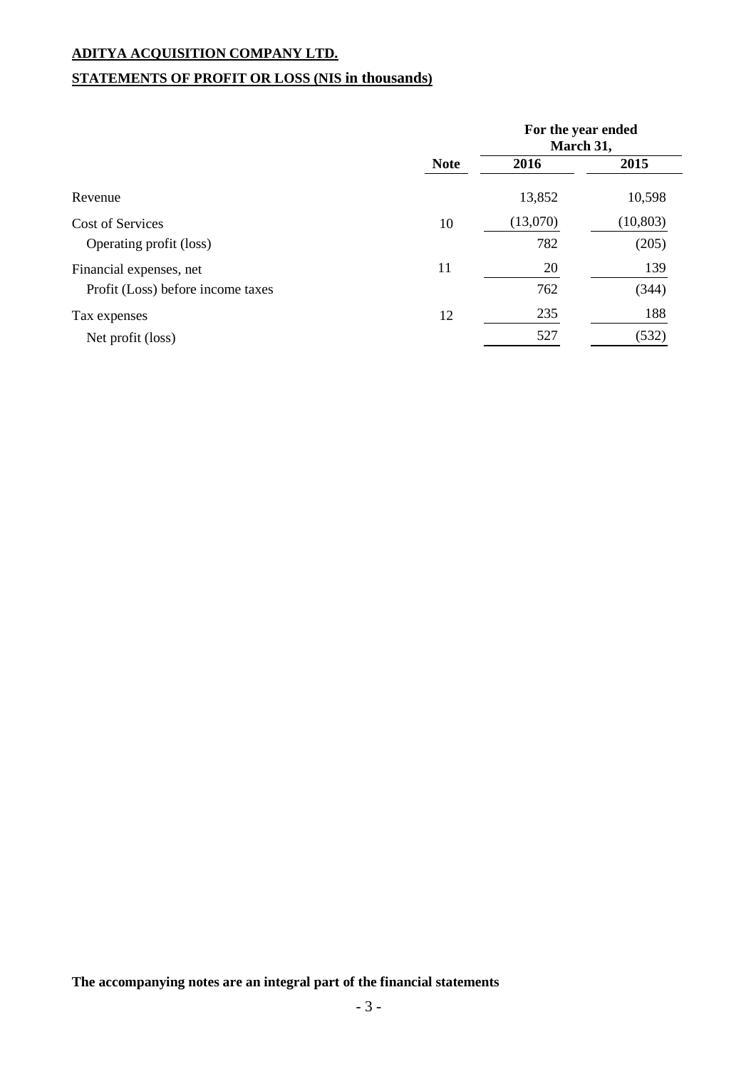**ADITYA ACQUISITION COMPANY LTD.**

**STATEMENTS OF PROFIT OR LOSS (NIS in thousands)**

| | | For the year ended March 31, | |
|---|---|---|---|
| | **Note** | **2016** | **2015** |
| Revenue | | 13,852 | 10,598 |
| Cost of Services | 10 | (13,070) | (10,803) |
| Operating profit (loss) | | 782 | (205) |
| Financial expenses, net | 11 | 20 | 139 |
| Profit (Loss) before income taxes | | 762 | (344) |
| Tax expenses | 12 | 235 | 188 |
| Net profit (loss) | | 527 | (532) |

**The accompanying notes are an integral part of the financial statements**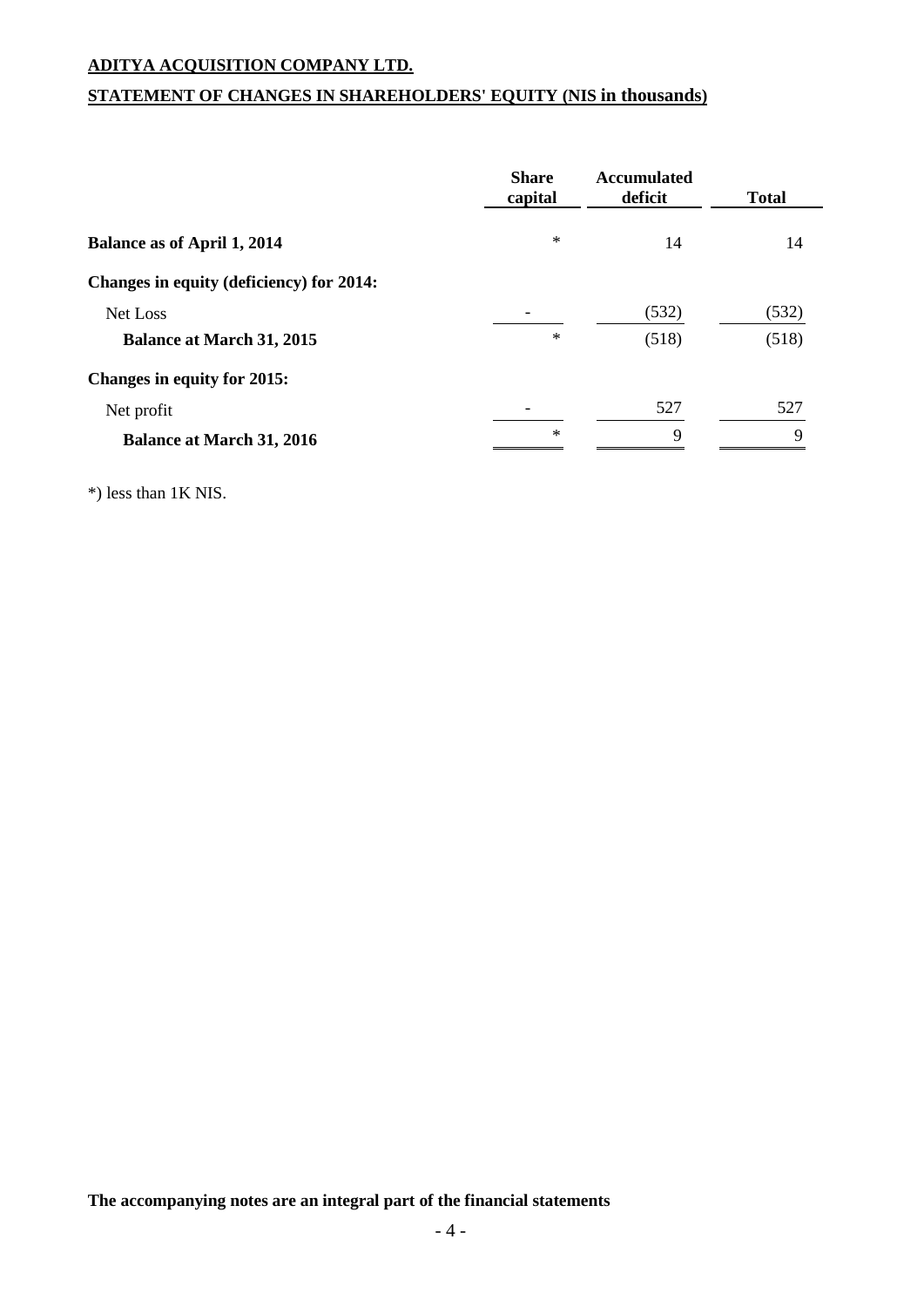**ADITYA ACQUISITION COMPANY LTD.**

**STATEMENT OF CHANGES IN SHAREHOLDERS' EQUITY (NIS in thousands)**

| | Share capital | Accumulated deficit | Total |
|---|---|---|---|
| **Balance as of April 1, 2014** | * | 14 | 14 |
| **Changes in equity (deficiency) for 2014:** | | | |
| Net Loss | - | (532) | (532) |
| **Balance at March 31, 2015** | * | (518) | (518) |
| **Changes in equity for 2015:** | | | |
| Net profit | - | 527 | 527 |
| **Balance at March 31, 2016** | * | 9 | 9 |

*) less than 1K NIS.

**The accompanying notes are an integral part of the financial statements**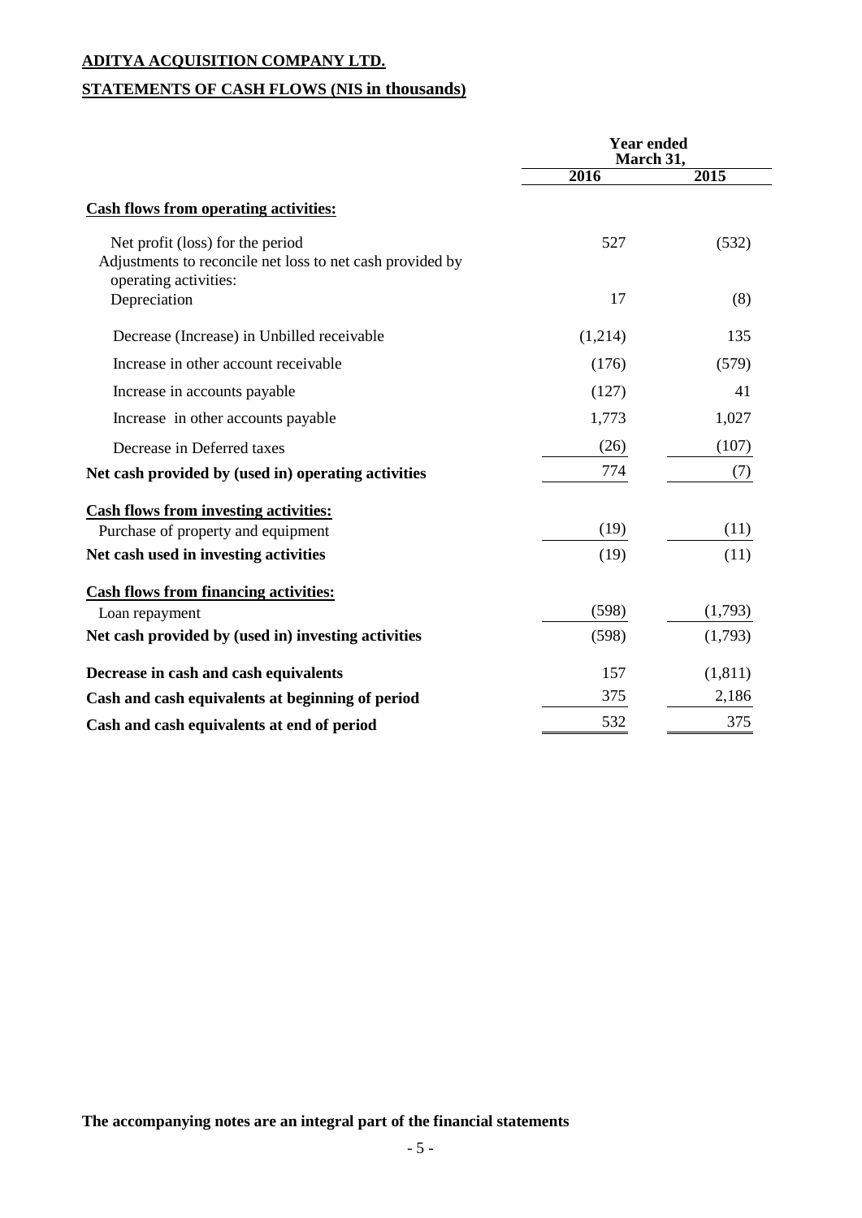**ADITYA ACQUISITION COMPANY LTD.**

**STATEMENTS OF CASH FLOWS (NIS in thousands)**

| | Year ended March 31, | |
|---|---|---|
| | 2016 | 2015 |
| **Cash flows from operating activities:** | | |
| Net profit (loss) for the period | 527 | (532) |
| Adjustments to reconcile net loss to net cash provided by operating activities: | | |
| Depreciation | 17 | (8) |
| Decrease (Increase) in Unbilled receivable | (1,214) | 135 |
| Increase in other account receivable | (176) | (579) |
| Increase in accounts payable | (127) | 41 |
| Increase in other accounts payable | 1,773 | 1,027 |
| Decrease in Deferred taxes | (26) | (107) |
| **Net cash provided by (used in) operating activities** | 774 | (7) |
| **Cash flows from investing activities:** | | |
| Purchase of property and equipment | (19) | (11) |
| **Net cash used in investing activities** | (19) | (11) |
| **Cash flows from financing activities:** | | |
| Loan repayment | (598) | (1,793) |
| **Net cash provided by (used in) investing activities** | (598) | (1,793) |
| **Decrease in cash and cash equivalents** | 157 | (1,811) |
| **Cash and cash equivalents at beginning of period** | 375 | 2,186 |
| **Cash and cash equivalents at end of period** | 532 | 375 |

**The accompanying notes are an integral part of the financial statements**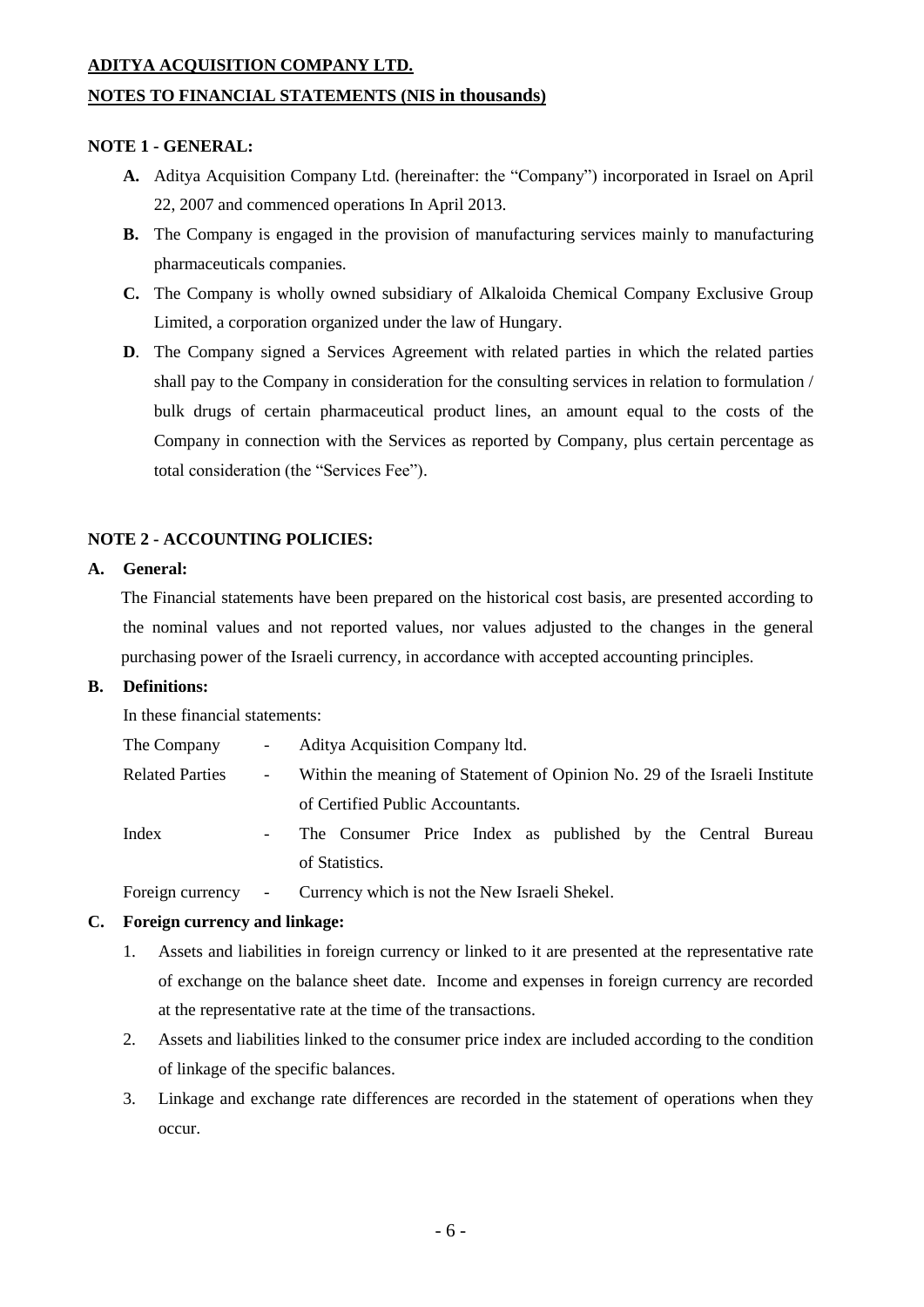**ADITYA ACQUISITION COMPANY LTD.**

**NOTES TO FINANCIAL STATEMENTS (NIS in thousands)**

**NOTE 1 - GENERAL:**

**A.** Aditya Acquisition Company Ltd. (hereinafter: the "Company") incorporated in Israel on April 22, 2007 and commenced operations In April 2013.

**B.** The Company is engaged in the provision of manufacturing services mainly to manufacturing pharmaceuticals companies.

**C.** The Company is wholly owned subsidiary of Alkaloida Chemical Company Exclusive Group Limited, a corporation organized under the law of Hungary.

**D**. The Company signed a Services Agreement with related parties in which the related parties shall pay to the Company in consideration for the consulting services in relation to formulation / bulk drugs of certain pharmaceutical product lines, an amount equal to the costs of the Company in connection with the Services as reported by Company, plus certain percentage as total consideration (the "Services Fee").

**NOTE 2 - ACCOUNTING POLICIES:**

**A. General:**

The Financial statements have been prepared on the historical cost basis, are presented according to the nominal values and not reported values, nor values adjusted to the changes in the general purchasing power of the Israeli currency, in accordance with accepted accounting principles.

**B. Definitions:**

In these financial statements:

| | | |
|---|---|---|
| The Company | - | Aditya Acquisition Company ltd. |
| Related Parties | - | Within the meaning of Statement of Opinion No. 29 of the Israeli Institute of Certified Public Accountants. |
| Index | - | The Consumer Price Index as published by the Central Bureau of Statistics. |
| Foreign currency | - | Currency which is not the New Israeli Shekel. |

**C. Foreign currency and linkage:**

1. Assets and liabilities in foreign currency or linked to it are presented at the representative rate of exchange on the balance sheet date. Income and expenses in foreign currency are recorded at the representative rate at the time of the transactions.
2. Assets and liabilities linked to the consumer price index are included according to the condition of linkage of the specific balances.
3. Linkage and exchange rate differences are recorded in the statement of operations when they occur.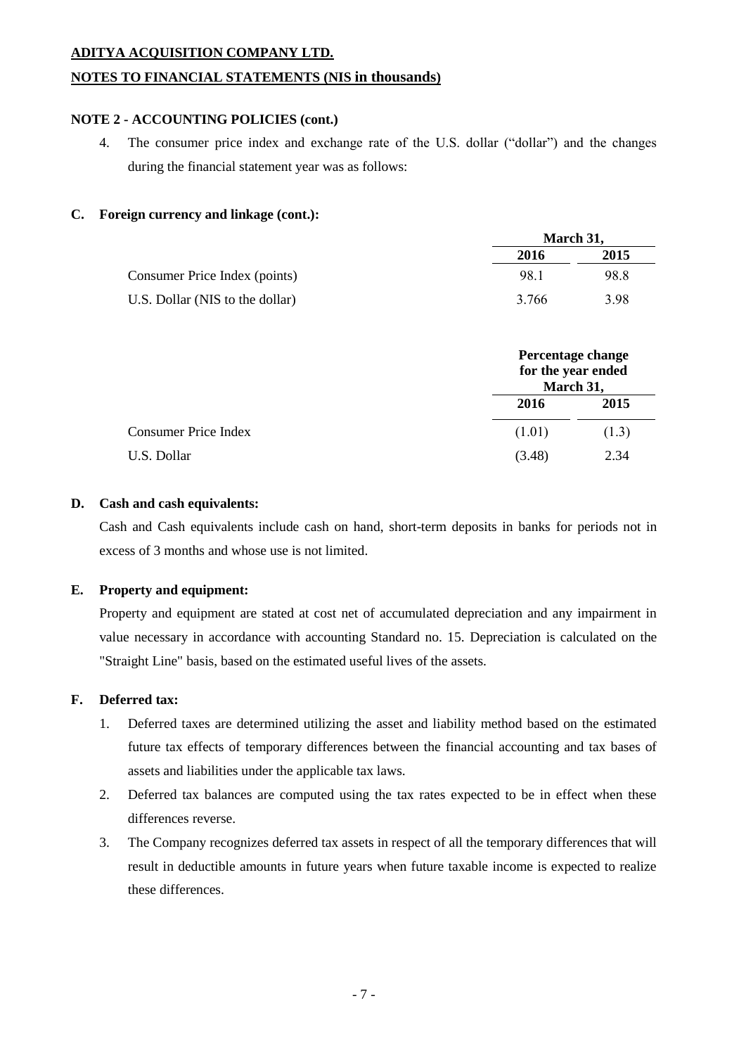**ADITYA ACQUISITION COMPANY LTD.**

**NOTES TO FINANCIAL STATEMENTS (NIS in thousands)**

**NOTE 2 - ACCOUNTING POLICIES (cont.)**

4. The consumer price index and exchange rate of the U.S. dollar ("dollar") and the changes during the financial statement year was as follows:

**C. Foreign currency and linkage (cont.):**

| | March 31, | |
|---|---|---|
| | **2016** | **2015** |
| Consumer Price Index (points) | 98.1 | 98.8 |
| U.S. Dollar (NIS to the dollar) | 3.766 | 3.98 |

| | Percentage change for the year ended March 31, | |
|---|---|---|
| | **2016** | **2015** |
| Consumer Price Index | (1.01) | (1.3) |
| U.S. Dollar | (3.48) | 2.34 |

**D. Cash and cash equivalents:**

Cash and Cash equivalents include cash on hand, short-term deposits in banks for periods not in excess of 3 months and whose use is not limited.

**E. Property and equipment:**

Property and equipment are stated at cost net of accumulated depreciation and any impairment in value necessary in accordance with accounting Standard no. 15. Depreciation is calculated on the "Straight Line" basis, based on the estimated useful lives of the assets.

**F. Deferred tax:**

1. Deferred taxes are determined utilizing the asset and liability method based on the estimated future tax effects of temporary differences between the financial accounting and tax bases of assets and liabilities under the applicable tax laws.
2. Deferred tax balances are computed using the tax rates expected to be in effect when these differences reverse.
3. The Company recognizes deferred tax assets in respect of all the temporary differences that will result in deductible amounts in future years when future taxable income is expected to realize these differences.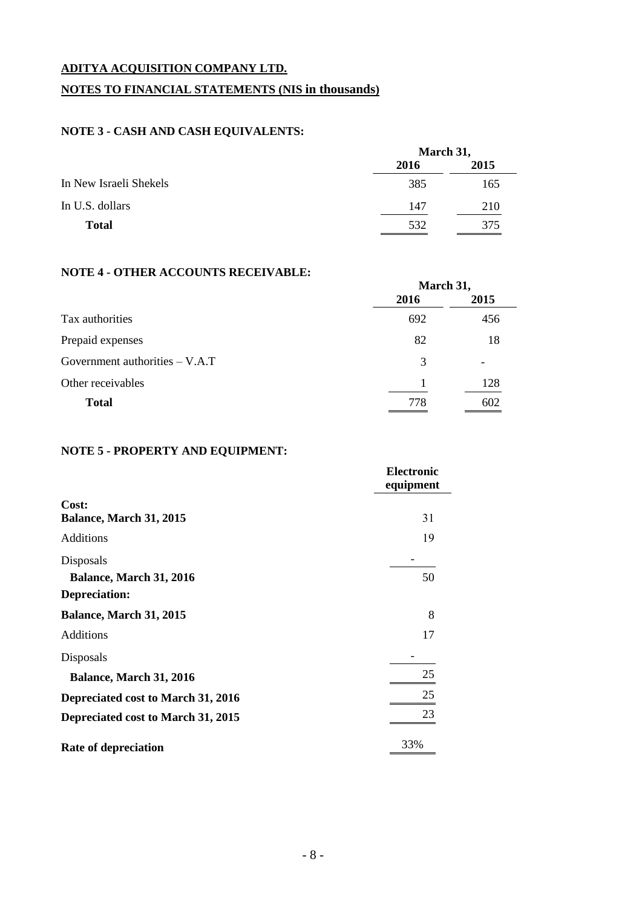**ADITYA ACQUISITION COMPANY LTD.**

**NOTES TO FINANCIAL STATEMENTS (NIS in thousands)**

**NOTE 3 - CASH AND CASH EQUIVALENTS:**

| | March 31, | |
|---|---|---|
| | **2016** | **2015** |
| In New Israeli Shekels | 385 | 165 |
| In U.S. dollars | 147 | 210 |
| **Total** | 532 | 375 |

**NOTE 4 - OTHER ACCOUNTS RECEIVABLE:**

| | March 31, | |
|---|---|---|
| | **2016** | **2015** |
| Tax authorities | 692 | 456 |
| Prepaid expenses | 82 | 18 |
| Government authorities – V.A.T | 3 | - |
| Other receivables | 1 | 128 |
| **Total** | 778 | 602 |

**NOTE 5 - PROPERTY AND EQUIPMENT:**

| | Electronic equipment |
|---|---|
| **Cost:** | |
| **Balance, March 31, 2015** | 31 |
| Additions | 19 |
| Disposals | - |
| **Balance, March 31, 2016** | 50 |
| **Depreciation:** | |
| **Balance, March 31, 2015** | 8 |
| Additions | 17 |
| Disposals | - |
| **Balance, March 31, 2016** | 25 |
| **Depreciated cost to March 31, 2016** | 25 |
| **Depreciated cost to March 31, 2015** | 23 |
| **Rate of depreciation** | 33% |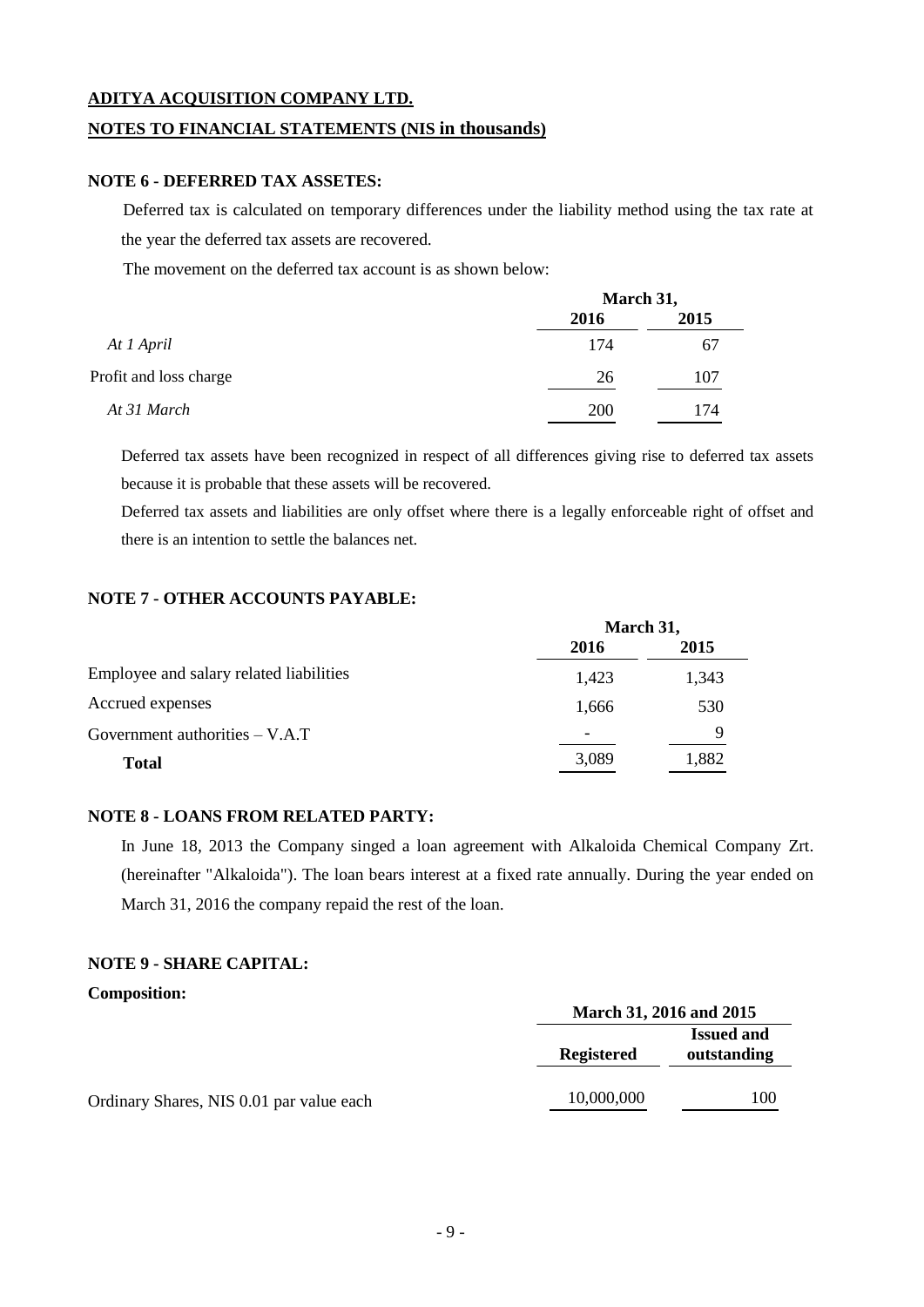**ADITYA ACQUISITION COMPANY LTD.**

**NOTES TO FINANCIAL STATEMENTS (NIS in thousands)**

**NOTE 6 - DEFERRED TAX ASSETES:**

Deferred tax is calculated on temporary differences under the liability method using the tax rate at the year the deferred tax assets are recovered.

The movement on the deferred tax account is as shown below:

| | March 31, | |
|---|---|---|
| | 2016 | 2015 |
| *At 1 April* | 174 | 67 |
| Profit and loss charge | 26 | 107 |
| *At 31 March* | 200 | 174 |

Deferred tax assets have been recognized in respect of all differences giving rise to deferred tax assets because it is probable that these assets will be recovered.

Deferred tax assets and liabilities are only offset where there is a legally enforceable right of offset and there is an intention to settle the balances net.

**NOTE 7 - OTHER ACCOUNTS PAYABLE:**

| | March 31, | |
|---|---|---|
| | 2016 | 2015 |
| Employee and salary related liabilities | 1,423 | 1,343 |
| Accrued expenses | 1,666 | 530 |
| Government authorities – V.A.T | - | 9 |
| **Total** | 3,089 | 1,882 |

**NOTE 8 - LOANS FROM RELATED PARTY:**

In June 18, 2013 the Company singed a loan agreement with Alkaloida Chemical Company Zrt. (hereinafter "Alkaloida"). The loan bears interest at a fixed rate annually. During the year ended on March 31, 2016 the company repaid the rest of the loan.

**NOTE 9 - SHARE CAPITAL:**

**Composition:**

| | March 31, 2016 and 2015 | |
|---|---|---|
| | **Registered** | **Issued and outstanding** |
| Ordinary Shares, NIS 0.01 par value each | 10,000,000 | 100 |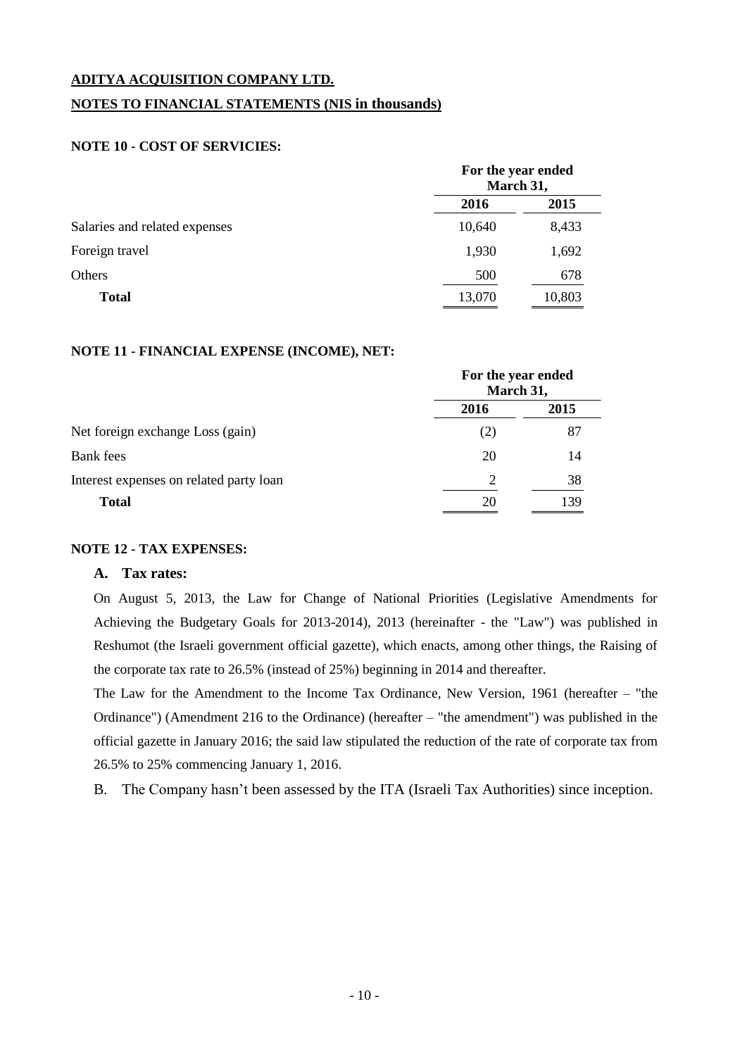**ADITYA ACQUISITION COMPANY LTD.**

**NOTES TO FINANCIAL STATEMENTS (NIS in thousands)**

**NOTE 10 - COST OF SERVICIES:**

| | For the year ended March 31, | |
|---|---|---|
| | **2016** | **2015** |
| Salaries and related expenses | 10,640 | 8,433 |
| Foreign travel | 1,930 | 1,692 |
| Others | 500 | 678 |
| **Total** | 13,070 | 10,803 |

**NOTE 11 - FINANCIAL EXPENSE (INCOME), NET:**

| | For the year ended March 31, | |
|---|---|---|
| | **2016** | **2015** |
| Net foreign exchange Loss (gain) | (2) | 87 |
| Bank fees | 20 | 14 |
| Interest expenses on related party loan | 2 | 38 |
| **Total** | 20 | 139 |

**NOTE 12 - TAX EXPENSES:**

**A. Tax rates:**

On August 5, 2013, the Law for Change of National Priorities (Legislative Amendments for Achieving the Budgetary Goals for 2013-2014), 2013 (hereinafter - the "Law") was published in Reshumot (the Israeli government official gazette), which enacts, among other things, the Raising of the corporate tax rate to 26.5% (instead of 25%) beginning in 2014 and thereafter.

The Law for the Amendment to the Income Tax Ordinance, New Version, 1961 (hereafter – "the Ordinance") (Amendment 216 to the Ordinance) (hereafter – "the amendment") was published in the official gazette in January 2016; the said law stipulated the reduction of the rate of corporate tax from 26.5% to 25% commencing January 1, 2016.

B. The Company hasn't been assessed by the ITA (Israeli Tax Authorities) since inception.